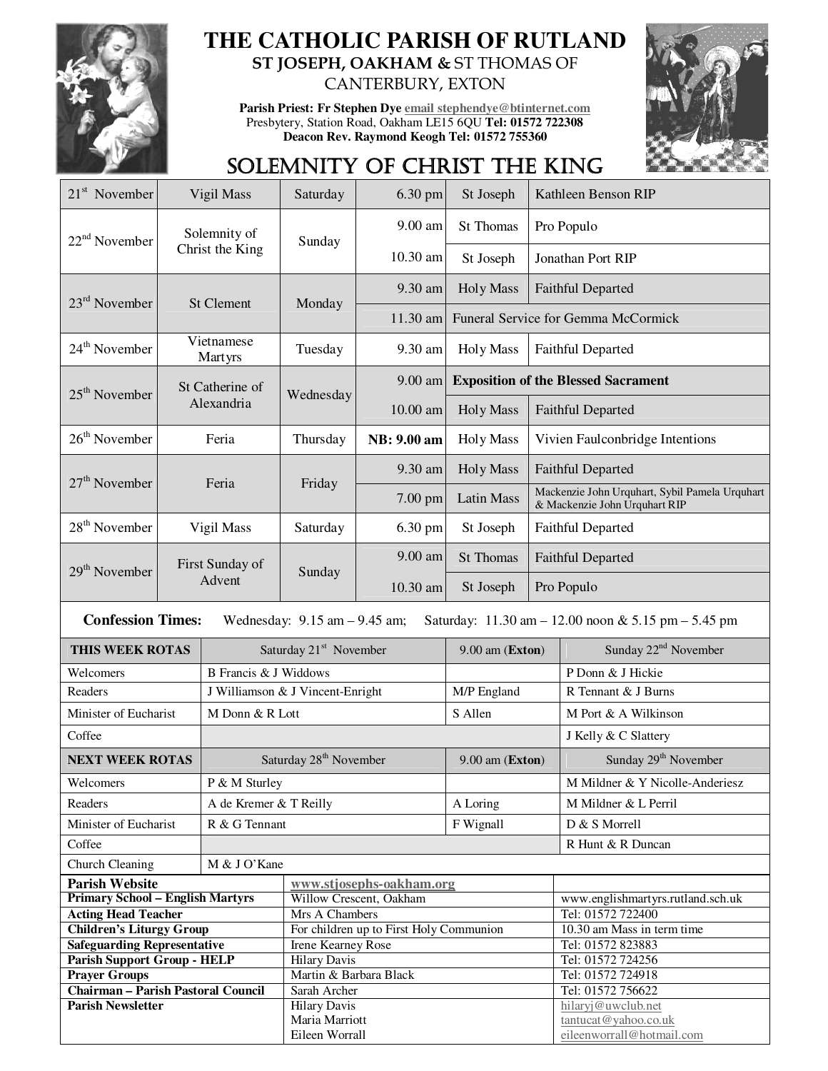# THE CATHOLIC PARISH OF RUTLAND

**ST JOSEPH, OAKHAM &** ST THOMAS OF CANTERBURY, EXTON

**Parish Priest: Fr Stephen Dye** email stephendye@btinternet.com
Presbytery, Station Road, Oakham LE15 6QU **Tel: 01572 722308**
**Deacon Rev. Raymond Keogh Tel: 01572 755360**

## SOLEMNITY OF CHRIST THE KING

| Date | Feast | Day | Time | Place | Intention |
|---|---|---|---|---|---|
| 21st November | Vigil Mass | Saturday | 6.30 pm | St Joseph | Kathleen Benson RIP |
| 22nd November | Solemnity of Christ the King | Sunday | 9.00 am | St Thomas | Pro Populo |
| | | | 10.30 am | St Joseph | Jonathan Port RIP |
| 23rd November | St Clement | Monday | 9.30 am | Holy Mass | Faithful Departed |
| | | | 11.30 am | Funeral Service for Gemma McCormick | |
| 24th November | Vietnamese Martyrs | Tuesday | 9.30 am | Holy Mass | Faithful Departed |
| 25th November | St Catherine of Alexandria | Wednesday | 9.00 am | **Exposition of the Blessed Sacrament** | |
| | | | 10.00 am | Holy Mass | Faithful Departed |
| 26th November | Feria | Thursday | **NB: 9.00 am** | Holy Mass | Vivien Faulconbridge Intentions |
| 27th November | Feria | Friday | 9.30 am | Holy Mass | Faithful Departed |
| | | | 7.00 pm | Latin Mass | Mackenzie John Urquhart, Sybil Pamela Urquhart & Mackenzie John Urquhart RIP |
| 28th November | Vigil Mass | Saturday | 6.30 pm | St Joseph | Faithful Departed |
| 29th November | First Sunday of Advent | Sunday | 9.00 am | St Thomas | Faithful Departed |
| | | | 10.30 am | St Joseph | Pro Populo |

**Confession Times:** Wednesday: 9.15 am – 9.45 am; Saturday: 11.30 am – 12.00 noon & 5.15 pm – 5.45 pm

| THIS WEEK ROTAS | Saturday 21st November | 9.00 am (**Exton**) | Sunday 22nd November |
|---|---|---|---|
| Welcomers | B Francis & J Widdows | | P Donn & J Hickie |
| Readers | J Williamson & J Vincent-Enright | M/P England | R Tennant & J Burns |
| Minister of Eucharist | M Donn & R Lott | S Allen | M Port & A Wilkinson |
| Coffee | | | J Kelly & C Slattery |
| **NEXT WEEK ROTAS** | Saturday 28th November | 9.00 am (**Exton**) | Sunday 29th November |
| Welcomers | P & M Sturley | | M Mildner & Y Nicolle-Anderiesz |
| Readers | A de Kremer & T Reilly | A Loring | M Mildner & L Perril |
| Minister of Eucharist | R & G Tennant | F Wignall | D & S Morrell |
| Coffee | | | R Hunt & R Duncan |
| Church Cleaning | M & J O'Kane | | |

| | | |
|---|---|---|
| **Parish Website** | www.stjosephs-oakham.org | |
| **Primary School – English Martyrs** | Willow Crescent, Oakham | www.englishmartyrs.rutland.sch.uk |
| **Acting Head Teacher** | Mrs A Chambers | Tel: 01572 722400 |
| **Children's Liturgy Group** | For children up to First Holy Communion | 10.30 am Mass in term time |
| **Safeguarding Representative** | Irene Kearney Rose | Tel: 01572 823883 |
| **Parish Support Group - HELP** | Hilary Davis | Tel: 01572 724256 |
| **Prayer Groups** | Martin & Barbara Black | Tel: 01572 724918 |
| **Chairman – Parish Pastoral Council** | Sarah Archer | Tel: 01572 756622 |
| **Parish Newsletter** | Hilary Davis<br>Maria Marriott<br>Eileen Worrall | hilaryj@uwclub.net<br>tantucat@yahoo.co.uk<br>eileenworrall@hotmail.com |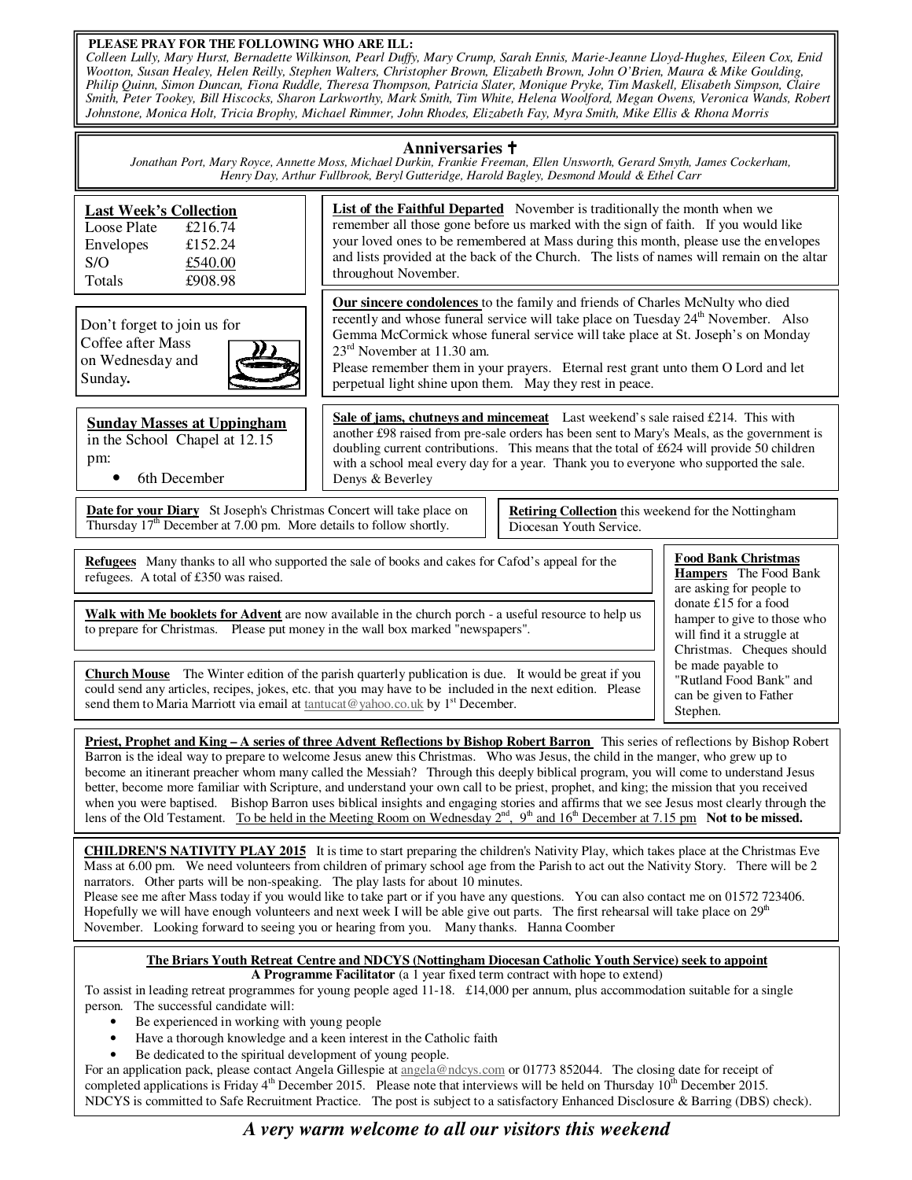**PLEASE PRAY FOR THE FOLLOWING WHO ARE ILL:**

*Colleen Lully, Mary Hurst, Bernadette Wilkinson, Pearl Duffy, Mary Crump, Sarah Ennis, Marie-Jeanne Lloyd-Hughes, Eileen Cox, Enid Wootton, Susan Healey, Helen Reilly, Stephen Walters, Christopher Brown, Elizabeth Brown, John O'Brien, Maura & Mike Goulding, Philip Quinn, Simon Duncan, Fiona Ruddle, Theresa Thompson, Patricia Slater, Monique Pryke, Tim Maskell, Elisabeth Simpson, Claire Smith, Peter Tookey, Bill Hiscocks, Sharon Larkworthy, Mark Smith, Tim White, Helena Woolford, Megan Owens, Veronica Wands, Robert Johnstone, Monica Holt, Tricia Brophy, Michael Rimmer, John Rhodes, Elizabeth Fay, Myra Smith, Mike Ellis & Rhona Morris*

## Anniversaries ✝

*Jonathan Port, Mary Royce, Annette Moss, Michael Durkin, Frankie Freeman, Ellen Unsworth, Gerard Smyth, James Cockerham, Henry Day, Arthur Fullbrook, Beryl Gutteridge, Harold Bagley, Desmond Mould & Ethel Carr*

**Last Week's Collection**

| | |
|---|---|
| Loose Plate | £216.74 |
| Envelopes | £152.24 |
| S/O | £540.00 |
| Totals | £908.98 |

**List of the Faithful Departed** November is traditionally the month when we remember all those gone before us marked with the sign of faith. If you would like your loved ones to be remembered at Mass during this month, please use the envelopes and lists provided at the back of the Church. The lists of names will remain on the altar throughout November.

Don't forget to join us for Coffee after Mass on Wednesday and Sunday**.**

**Our sincere condolences** to the family and friends of Charles McNulty who died recently and whose funeral service will take place on Tuesday 24th November. Also Gemma McCormick whose funeral service will take place at St. Joseph's on Monday 23rd November at 11.30 am.
Please remember them in your prayers. Eternal rest grant unto them O Lord and let perpetual light shine upon them. May they rest in peace.

**Sunday Masses at Uppingham** in the School Chapel at 12.15 pm:

- 6th December

**Sale of jams, chutneys and mincemeat** Last weekend's sale raised £214. This with another £98 raised from pre-sale orders has been sent to Mary's Meals, as the government is doubling current contributions. This means that the total of £624 will provide 50 children with a school meal every day for a year. Thank you to everyone who supported the sale. Denys & Beverley

**Date for your Diary** St Joseph's Christmas Concert will take place on Thursday 17th December at 7.00 pm. More details to follow shortly.

**Retiring Collection** this weekend for the Nottingham Diocesan Youth Service.

**Refugees** Many thanks to all who supported the sale of books and cakes for Cafod's appeal for the refugees. A total of £350 was raised.

**Walk with Me booklets for Advent** are now available in the church porch - a useful resource to help us to prepare for Christmas. Please put money in the wall box marked "newspapers".

**Church Mouse** The Winter edition of the parish quarterly publication is due. It would be great if you could send any articles, recipes, jokes, etc. that you may have to be included in the next edition. Please send them to Maria Marriott via email at tantucat@yahoo.co.uk by 1st December.

**Food Bank Christmas Hampers** The Food Bank are asking for people to donate £15 for a food hamper to give to those who will find it a struggle at Christmas. Cheques should be made payable to "Rutland Food Bank" and can be given to Father Stephen.

**Priest, Prophet and King – A series of three Advent Reflections by Bishop Robert Barron** This series of reflections by Bishop Robert Barron is the ideal way to prepare to welcome Jesus anew this Christmas. Who was Jesus, the child in the manger, who grew up to become an itinerant preacher whom many called the Messiah? Through this deeply biblical program, you will come to understand Jesus better, become more familiar with Scripture, and understand your own call to be priest, prophet, and king; the mission that you received when you were baptised. Bishop Barron uses biblical insights and engaging stories and affirms that we see Jesus most clearly through the lens of the Old Testament. To be held in the Meeting Room on Wednesday 2nd, 9th and 16th December at 7.15 pm **Not to be missed.**

**CHILDREN'S NATIVITY PLAY 2015** It is time to start preparing the children's Nativity Play, which takes place at the Christmas Eve Mass at 6.00 pm. We need volunteers from children of primary school age from the Parish to act out the Nativity Story. There will be 2 narrators. Other parts will be non-speaking. The play lasts for about 10 minutes.
Please see me after Mass today if you would like to take part or if you have any questions. You can also contact me on 01572 723406. Hopefully we will have enough volunteers and next week I will be able give out parts. The first rehearsal will take place on 29th November. Looking forward to seeing you or hearing from you. Many thanks. Hanna Coomber

**The Briars Youth Retreat Centre and NDCYS (Nottingham Diocesan Catholic Youth Service) seek to appoint**
**A Programme Facilitator** (a 1 year fixed term contract with hope to extend)
To assist in leading retreat programmes for young people aged 11-18. £14,000 per annum, plus accommodation suitable for a single person. The successful candidate will:

- Be experienced in working with young people
- Have a thorough knowledge and a keen interest in the Catholic faith
- Be dedicated to the spiritual development of young people.

For an application pack, please contact Angela Gillespie at angela@ndcys.com or 01773 852044. The closing date for receipt of completed applications is Friday 4th December 2015. Please note that interviews will be held on Thursday 10th December 2015. NDCYS is committed to Safe Recruitment Practice. The post is subject to a satisfactory Enhanced Disclosure & Barring (DBS) check).

***A very warm welcome to all our visitors this weekend***